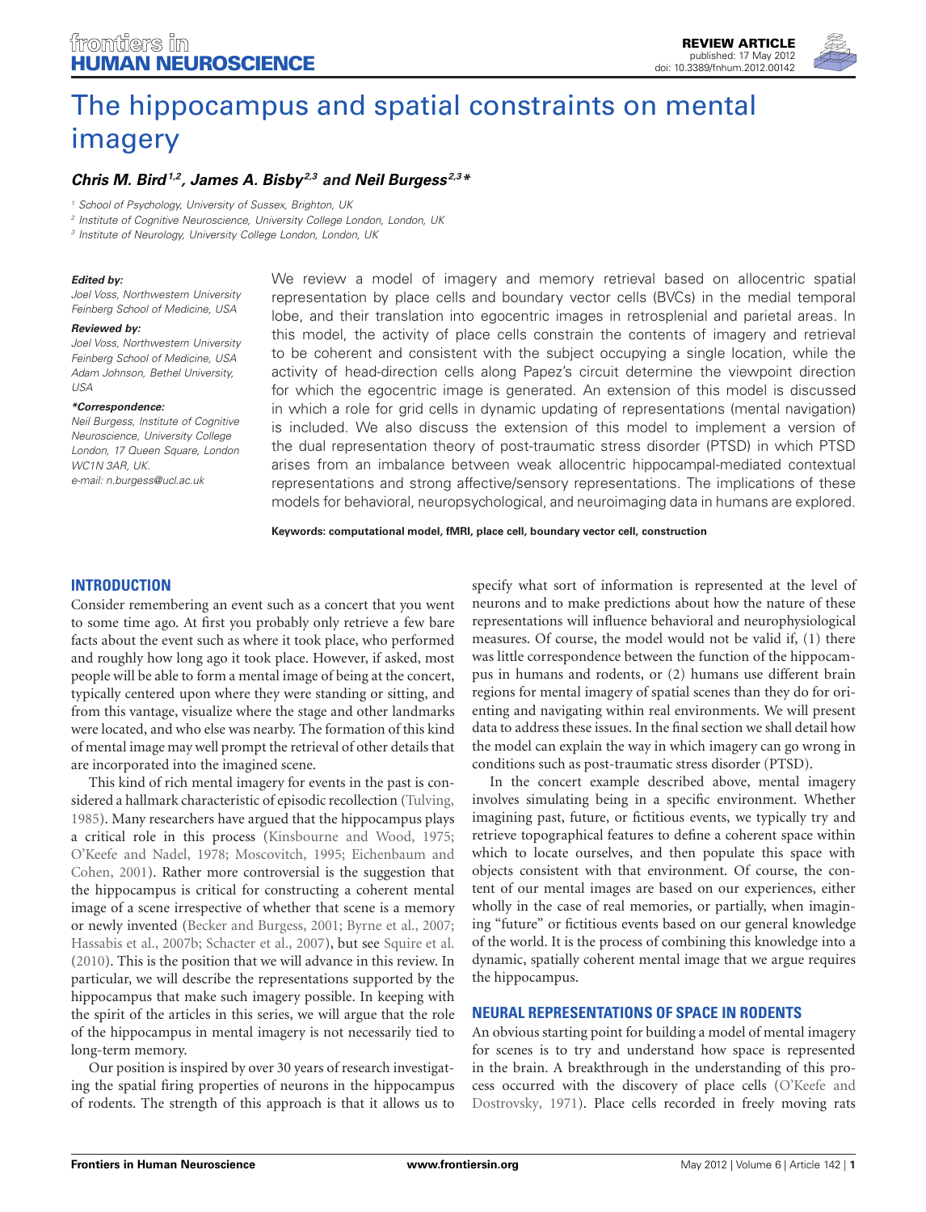REVIEW ARTICLE
published: 17 May 2012
doi: 10.3389/fnhum.2012.00142

# The hippocampus and spatial constraints on mental imagery

***Chris M. Bird*[1,2], *James A. Bisby*[2,3] and *Neil Burgess*[2,3]\****

[1] School of Psychology, University of Sussex, Brighton, UK
[2] Institute of Cognitive Neuroscience, University College London, London, UK
[3] Institute of Neurology, University College London, London, UK

***Edited by:***
Joel Voss, Northwestern University Feinberg School of Medicine, USA

***Reviewed by:***
Joel Voss, Northwestern University Feinberg School of Medicine, USA
Adam Johnson, Bethel University, USA

***\*Correspondence:***
Neil Burgess, Institute of Cognitive Neuroscience, University College London, 17 Queen Square, London WC1N 3AR, UK.
e-mail: n.burgess@ucl.ac.uk

We review a model of imagery and memory retrieval based on allocentric spatial representation by place cells and boundary vector cells (BVCs) in the medial temporal lobe, and their translation into egocentric images in retrosplenial and parietal areas. In this model, the activity of place cells constrain the contents of imagery and retrieval to be coherent and consistent with the subject occupying a single location, while the activity of head-direction cells along Papez's circuit determine the viewpoint direction for which the egocentric image is generated. An extension of this model is discussed in which a role for grid cells in dynamic updating of representations (mental navigation) is included. We also discuss the extension of this model to implement a version of the dual representation theory of post-traumatic stress disorder (PTSD) in which PTSD arises from an imbalance between weak allocentric hippocampal-mediated contextual representations and strong affective/sensory representations. The implications of these models for behavioral, neuropsychological, and neuroimaging data in humans are explored.

**Keywords: computational model, fMRI, place cell, boundary vector cell, construction**

## INTRODUCTION

Consider remembering an event such as a concert that you went to some time ago. At first you probably only retrieve a few bare facts about the event such as where it took place, who performed and roughly how long ago it took place. However, if asked, most people will be able to form a mental image of being at the concert, typically centered upon where they were standing or sitting, and from this vantage, visualize where the stage and other landmarks were located, and who else was nearby. The formation of this kind of mental image may well prompt the retrieval of other details that are incorporated into the imagined scene.

This kind of rich mental imagery for events in the past is considered a hallmark characteristic of episodic recollection (Tulving, 1985). Many researchers have argued that the hippocampus plays a critical role in this process (Kinsbourne and Wood, 1975; O'Keefe and Nadel, 1978; Moscovitch, 1995; Eichenbaum and Cohen, 2001). Rather more controversial is the suggestion that the hippocampus is critical for constructing a coherent mental image of a scene irrespective of whether that scene is a memory or newly invented (Becker and Burgess, 2001; Byrne et al., 2007; Hassabis et al., 2007b; Schacter et al., 2007), but see Squire et al. (2010). This is the position that we will advance in this review. In particular, we will describe the representations supported by the hippocampus that make such imagery possible. In keeping with the spirit of the articles in this series, we will argue that the role of the hippocampus in mental imagery is not necessarily tied to long-term memory.

Our position is inspired by over 30 years of research investigating the spatial firing properties of neurons in the hippocampus of rodents. The strength of this approach is that it allows us to specify what sort of information is represented at the level of neurons and to make predictions about how the nature of these representations will influence behavioral and neurophysiological measures. Of course, the model would not be valid if, (1) there was little correspondence between the function of the hippocampus in humans and rodents, or (2) humans use different brain regions for mental imagery of spatial scenes than they do for orienting and navigating within real environments. We will present data to address these issues. In the final section we shall detail how the model can explain the way in which imagery can go wrong in conditions such as post-traumatic stress disorder (PTSD).

In the concert example described above, mental imagery involves simulating being in a specific environment. Whether imagining past, future, or fictitious events, we typically try and retrieve topographical features to define a coherent space within which to locate ourselves, and then populate this space with objects consistent with that environment. Of course, the content of our mental images are based on our experiences, either wholly in the case of real memories, or partially, when imagining "future" or fictitious events based on our general knowledge of the world. It is the process of combining this knowledge into a dynamic, spatially coherent mental image that we argue requires the hippocampus.

## NEURAL REPRESENTATIONS OF SPACE IN RODENTS

An obvious starting point for building a model of mental imagery for scenes is to try and understand how space is represented in the brain. A breakthrough in the understanding of this process occurred with the discovery of place cells (O'Keefe and Dostrovsky, 1971). Place cells recorded in freely moving rats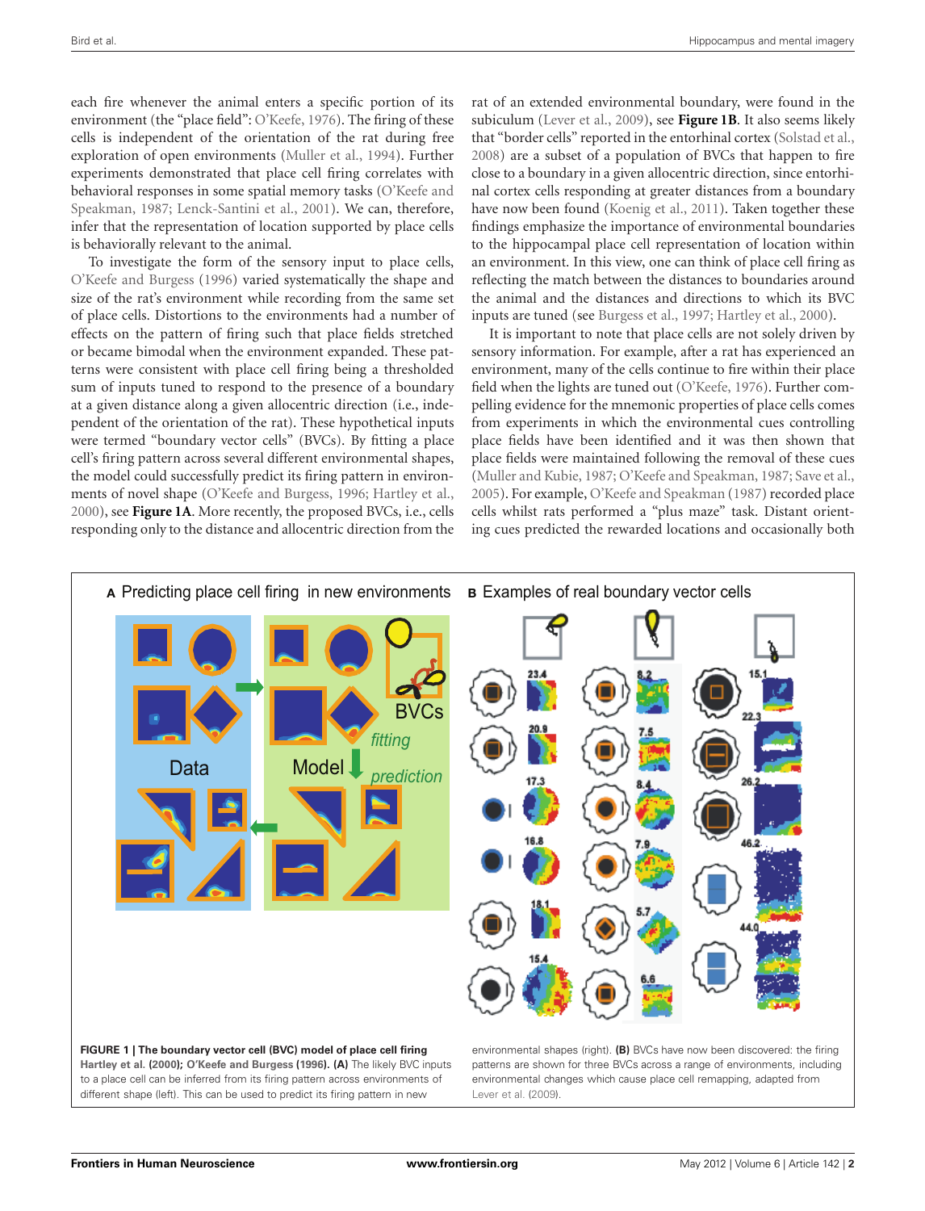each fire whenever the animal enters a specific portion of its environment (the "place field": O'Keefe, 1976). The firing of these cells is independent of the orientation of the rat during free exploration of open environments (Muller et al., 1994). Further experiments demonstrated that place cell firing correlates with behavioral responses in some spatial memory tasks (O'Keefe and Speakman, 1987; Lenck-Santini et al., 2001). We can, therefore, infer that the representation of location supported by place cells is behaviorally relevant to the animal.

To investigate the form of the sensory input to place cells, O'Keefe and Burgess (1996) varied systematically the shape and size of the rat's environment while recording from the same set of place cells. Distortions to the environments had a number of effects on the pattern of firing such that place fields stretched or became bimodal when the environment expanded. These patterns were consistent with place cell firing being a thresholded sum of inputs tuned to respond to the presence of a boundary at a given distance along a given allocentric direction (i.e., independent of the orientation of the rat). These hypothetical inputs were termed "boundary vector cells" (BVCs). By fitting a place cell's firing pattern across several different environmental shapes, the model could successfully predict its firing pattern in environments of novel shape (O'Keefe and Burgess, 1996; Hartley et al., 2000), see **Figure 1A**. More recently, the proposed BVCs, i.e., cells responding only to the distance and allocentric direction from the rat of an extended environmental boundary, were found in the subiculum (Lever et al., 2009), see **Figure 1B**. It also seems likely that "border cells" reported in the entorhinal cortex (Solstad et al., 2008) are a subset of a population of BVCs that happen to fire close to a boundary in a given allocentric direction, since entorhinal cortex cells responding at greater distances from a boundary have now been found (Koenig et al., 2011). Taken together these findings emphasize the importance of environmental boundaries to the hippocampal place cell representation of location within an environment. In this view, one can think of place cell firing as reflecting the match between the distances to boundaries around the animal and the distances and directions to which its BVC inputs are tuned (see Burgess et al., 1997; Hartley et al., 2000).

It is important to note that place cells are not solely driven by sensory information. For example, after a rat has experienced an environment, many of the cells continue to fire within their place field when the lights are tuned out (O'Keefe, 1976). Further compelling evidence for the mnemonic properties of place cells comes from experiments in which the environmental cues controlling place fields have been identified and it was then shown that place fields were maintained following the removal of these cues (Muller and Kubie, 1987; O'Keefe and Speakman, 1987; Save et al., 2005). For example, O'Keefe and Speakman (1987) recorded place cells whilst rats performed a "plus maze" task. Distant orienting cues predicted the rewarded locations and occasionally both

**FIGURE 1 | The boundary vector cell (BVC) model of place cell firing** Hartley et al. (2000); O'Keefe and Burgess (1996). **(A)** The likely BVC inputs to a place cell can be inferred from its firing pattern across environments of different shape (left). This can be used to predict its firing pattern in new environmental shapes (right). **(B)** BVCs have now been discovered: the firing patterns are shown for three BVCs across a range of environments, including environmental changes which cause place cell remapping, adapted from Lever et al. (2009).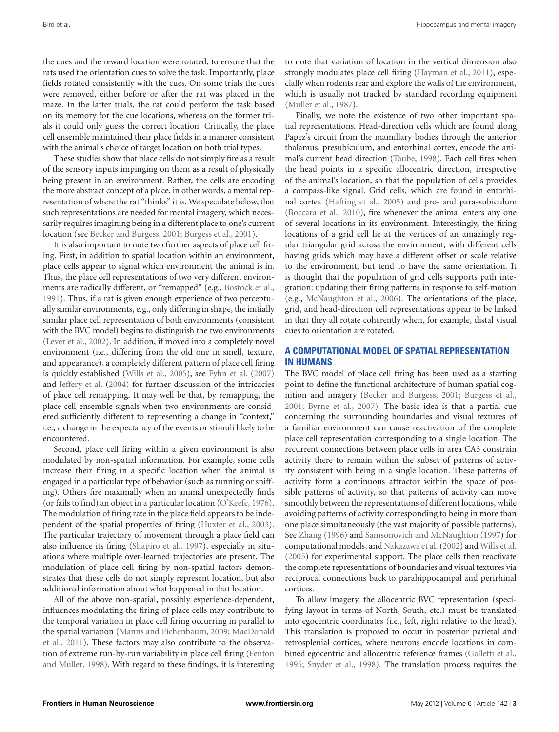the cues and the reward location were rotated, to ensure that the rats used the orientation cues to solve the task. Importantly, place fields rotated consistently with the cues. On some trials the cues were removed, either before or after the rat was placed in the maze. In the latter trials, the rat could perform the task based on its memory for the cue locations, whereas on the former trials it could only guess the correct location. Critically, the place cell ensemble maintained their place fields in a manner consistent with the animal's choice of target location on both trial types.

These studies show that place cells do not simply fire as a result of the sensory inputs impinging on them as a result of physically being present in an environment. Rather, the cells are encoding the more abstract concept of a place, in other words, a mental representation of where the rat "thinks" it is. We speculate below, that such representations are needed for mental imagery, which necessarily requires imagining being in a different place to one's current location (see Becker and Burgess, 2001; Burgess et al., 2001).

It is also important to note two further aspects of place cell firing. First, in addition to spatial location within an environment, place cells appear to signal which environment the animal is in. Thus, the place cell representations of two very different environments are radically different, or "remapped" (e.g., Bostock et al., 1991). Thus, if a rat is given enough experience of two perceptually similar environments, e.g., only differing in shape, the initially similar place cell representation of both environments (consistent with the BVC model) begins to distinguish the two environments (Lever et al., 2002). In addition, if moved into a completely novel environment (i.e., differing from the old one in smell, texture, and appearance), a completely different pattern of place cell firing is quickly established (Wills et al., 2005), see Fyhn et al. (2007) and Jeffery et al. (2004) for further discussion of the intricacies of place cell remapping. It may well be that, by remapping, the place cell ensemble signals when two environments are considered sufficiently different to representing a change in "context," i.e., a change in the expectancy of the events or stimuli likely to be encountered.

Second, place cell firing within a given environment is also modulated by non-spatial information. For example, some cells increase their firing in a specific location when the animal is engaged in a particular type of behavior (such as running or sniffing). Others fire maximally when an animal unexpectedly finds (or fails to find) an object in a particular location (O'Keefe, 1976). The modulation of firing rate in the place field appears to be independent of the spatial properties of firing (Huxter et al., 2003). The particular trajectory of movement through a place field can also influence its firing (Shapiro et al., 1997), especially in situations where multiple over-learned trajectories are present. The modulation of place cell firing by non-spatial factors demonstrates that these cells do not simply represent location, but also additional information about what happened in that location.

All of the above non-spatial, possibly experience-dependent, influences modulating the firing of place cells may contribute to the temporal variation in place cell firing occurring in parallel to the spatial variation (Manns and Eichenbaum, 2009; MacDonald et al., 2011). These factors may also contribute to the observation of extreme run-by-run variability in place cell firing (Fenton and Muller, 1998). With regard to these findings, it is interesting to note that variation of location in the vertical dimension also strongly modulates place cell firing (Hayman et al., 2011), especially when rodents rear and explore the walls of the environment, which is usually not tracked by standard recording equipment (Muller et al., 1987).

Finally, we note the existence of two other important spatial representations. Head-direction cells which are found along Papez's circuit from the mamillary bodies through the anterior thalamus, presubiculum, and entorhinal cortex, encode the animal's current head direction (Taube, 1998). Each cell fires when the head points in a specific allocentric direction, irrespective of the animal's location, so that the population of cells provides a compass-like signal. Grid cells, which are found in entorhinal cortex (Hafting et al., 2005) and pre- and para-subiculum (Boccara et al., 2010), fire whenever the animal enters any one of several locations in its environment. Interestingly, the firing locations of a grid cell lie at the vertices of an amazingly regular triangular grid across the environment, with different cells having grids which may have a different offset or scale relative to the environment, but tend to have the same orientation. It is thought that the population of grid cells supports path integration: updating their firing patterns in response to self-motion (e.g., McNaughton et al., 2006). The orientations of the place, grid, and head-direction cell representations appear to be linked in that they all rotate coherently when, for example, distal visual cues to orientation are rotated.

## A COMPUTATIONAL MODEL OF SPATIAL REPRESENTATION IN HUMANS

The BVC model of place cell firing has been used as a starting point to define the functional architecture of human spatial cognition and imagery (Becker and Burgess, 2001; Burgess et al., 2001; Byrne et al., 2007). The basic idea is that a partial cue concerning the surrounding boundaries and visual textures of a familiar environment can cause reactivation of the complete place cell representation corresponding to a single location. The recurrent connections between place cells in area CA3 constrain activity there to remain within the subset of patterns of activity consistent with being in a single location. These patterns of activity form a continuous attractor within the space of possible patterns of activity, so that patterns of activity can move smoothly between the representations of different locations, while avoiding patterns of activity corresponding to being in more than one place simultaneously (the vast majority of possible patterns). See Zhang (1996) and Samsonovich and McNaughton (1997) for computational models, and Nakazawa et al. (2002) and Wills et al. (2005) for experimental support. The place cells then reactivate the complete representations of boundaries and visual textures via reciprocal connections back to parahippocampal and perirhinal cortices.

To allow imagery, the allocentric BVC representation (specifying layout in terms of North, South, etc.) must be translated into egocentric coordinates (i.e., left, right relative to the head). This translation is proposed to occur in posterior parietal and retrosplenial cortices, where neurons encode locations in combined egocentric and allocentric reference frames (Galletti et al., 1995; Snyder et al., 1998). The translation process requires the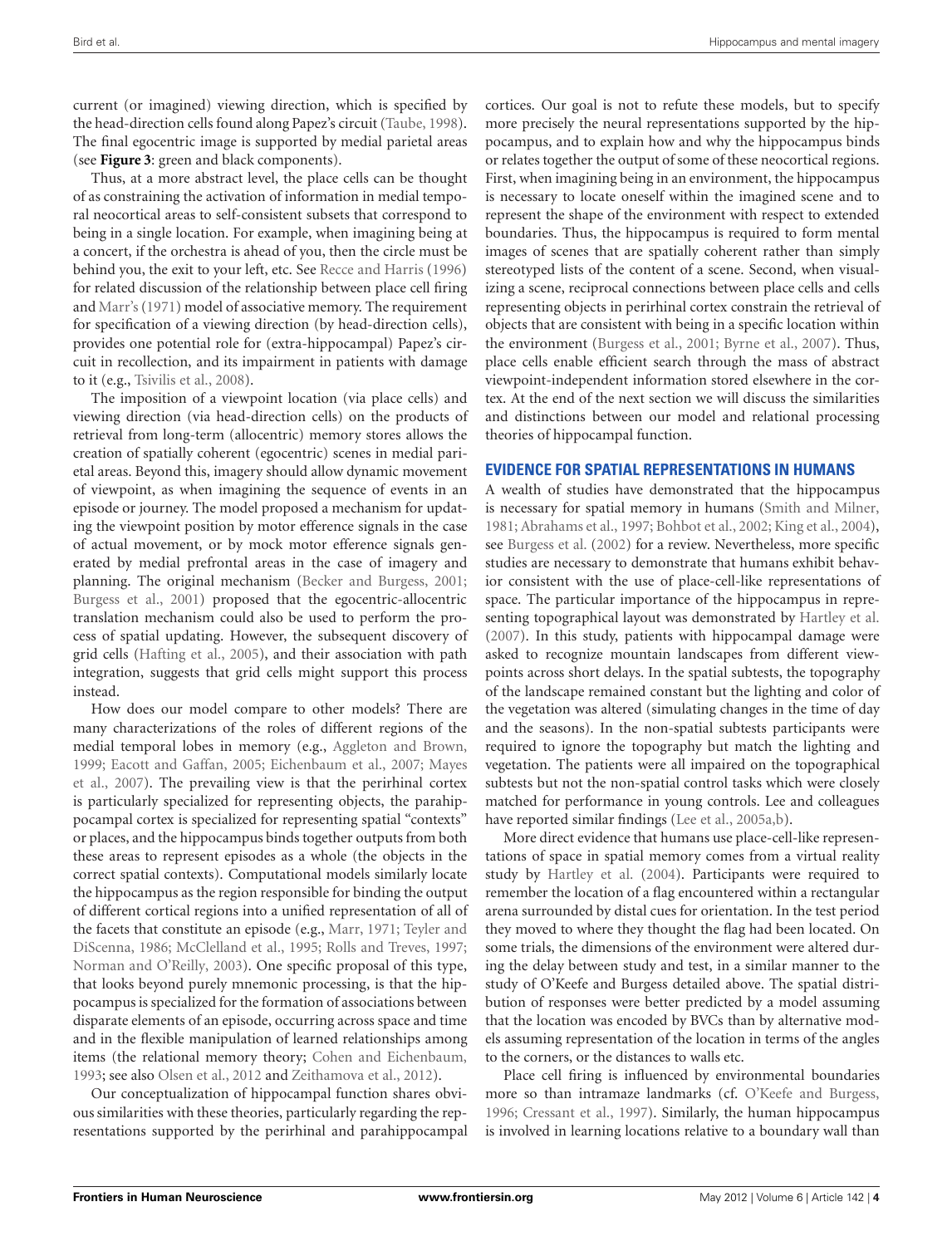current (or imagined) viewing direction, which is specified by the head-direction cells found along Papez's circuit (Taube, 1998). The final egocentric image is supported by medial parietal areas (see **Figure 3**: green and black components).

Thus, at a more abstract level, the place cells can be thought of as constraining the activation of information in medial temporal neocortical areas to self-consistent subsets that correspond to being in a single location. For example, when imagining being at a concert, if the orchestra is ahead of you, then the circle must be behind you, the exit to your left, etc. See Recce and Harris (1996) for related discussion of the relationship between place cell firing and Marr's (1971) model of associative memory. The requirement for specification of a viewing direction (by head-direction cells), provides one potential role for (extra-hippocampal) Papez's circuit in recollection, and its impairment in patients with damage to it (e.g., Tsivilis et al., 2008).

The imposition of a viewpoint location (via place cells) and viewing direction (via head-direction cells) on the products of retrieval from long-term (allocentric) memory stores allows the creation of spatially coherent (egocentric) scenes in medial parietal areas. Beyond this, imagery should allow dynamic movement of viewpoint, as when imagining the sequence of events in an episode or journey. The model proposed a mechanism for updating the viewpoint position by motor efference signals in the case of actual movement, or by mock motor efference signals generated by medial prefrontal areas in the case of imagery and planning. The original mechanism (Becker and Burgess, 2001; Burgess et al., 2001) proposed that the egocentric-allocentric translation mechanism could also be used to perform the process of spatial updating. However, the subsequent discovery of grid cells (Hafting et al., 2005), and their association with path integration, suggests that grid cells might support this process instead.

How does our model compare to other models? There are many characterizations of the roles of different regions of the medial temporal lobes in memory (e.g., Aggleton and Brown, 1999; Eacott and Gaffan, 2005; Eichenbaum et al., 2007; Mayes et al., 2007). The prevailing view is that the perirhinal cortex is particularly specialized for representing objects, the parahippocampal cortex is specialized for representing spatial "contexts" or places, and the hippocampus binds together outputs from both these areas to represent episodes as a whole (the objects in the correct spatial contexts). Computational models similarly locate the hippocampus as the region responsible for binding the output of different cortical regions into a unified representation of all of the facets that constitute an episode (e.g., Marr, 1971; Teyler and DiScenna, 1986; McClelland et al., 1995; Rolls and Treves, 1997; Norman and O'Reilly, 2003). One specific proposal of this type, that looks beyond purely mnemonic processing, is that the hippocampus is specialized for the formation of associations between disparate elements of an episode, occurring across space and time and in the flexible manipulation of learned relationships among items (the relational memory theory; Cohen and Eichenbaum, 1993; see also Olsen et al., 2012 and Zeithamova et al., 2012).

Our conceptualization of hippocampal function shares obvious similarities with these theories, particularly regarding the representations supported by the perirhinal and parahippocampal cortices. Our goal is not to refute these models, but to specify more precisely the neural representations supported by the hippocampus, and to explain how and why the hippocampus binds or relates together the output of some of these neocortical regions. First, when imagining being in an environment, the hippocampus is necessary to locate oneself within the imagined scene and to represent the shape of the environment with respect to extended boundaries. Thus, the hippocampus is required to form mental images of scenes that are spatially coherent rather than simply stereotyped lists of the content of a scene. Second, when visualizing a scene, reciprocal connections between place cells and cells representing objects in perirhinal cortex constrain the retrieval of objects that are consistent with being in a specific location within the environment (Burgess et al., 2001; Byrne et al., 2007). Thus, place cells enable efficient search through the mass of abstract viewpoint-independent information stored elsewhere in the cortex. At the end of the next section we will discuss the similarities and distinctions between our model and relational processing theories of hippocampal function.

## EVIDENCE FOR SPATIAL REPRESENTATIONS IN HUMANS

A wealth of studies have demonstrated that the hippocampus is necessary for spatial memory in humans (Smith and Milner, 1981; Abrahams et al., 1997; Bohbot et al., 2002; King et al., 2004), see Burgess et al. (2002) for a review. Nevertheless, more specific studies are necessary to demonstrate that humans exhibit behavior consistent with the use of place-cell-like representations of space. The particular importance of the hippocampus in representing topographical layout was demonstrated by Hartley et al. (2007). In this study, patients with hippocampal damage were asked to recognize mountain landscapes from different viewpoints across short delays. In the spatial subtests, the topography of the landscape remained constant but the lighting and color of the vegetation was altered (simulating changes in the time of day and the seasons). In the non-spatial subtests participants were required to ignore the topography but match the lighting and vegetation. The patients were all impaired on the topographical subtests but not the non-spatial control tasks which were closely matched for performance in young controls. Lee and colleagues have reported similar findings (Lee et al., 2005a,b).

More direct evidence that humans use place-cell-like representations of space in spatial memory comes from a virtual reality study by Hartley et al. (2004). Participants were required to remember the location of a flag encountered within a rectangular arena surrounded by distal cues for orientation. In the test period they moved to where they thought the flag had been located. On some trials, the dimensions of the environment were altered during the delay between study and test, in a similar manner to the study of O'Keefe and Burgess detailed above. The spatial distribution of responses were better predicted by a model assuming that the location was encoded by BVCs than by alternative models assuming representation of the location in terms of the angles to the corners, or the distances to walls etc.

Place cell firing is influenced by environmental boundaries more so than intramaze landmarks (cf. O'Keefe and Burgess, 1996; Cressant et al., 1997). Similarly, the human hippocampus is involved in learning locations relative to a boundary wall than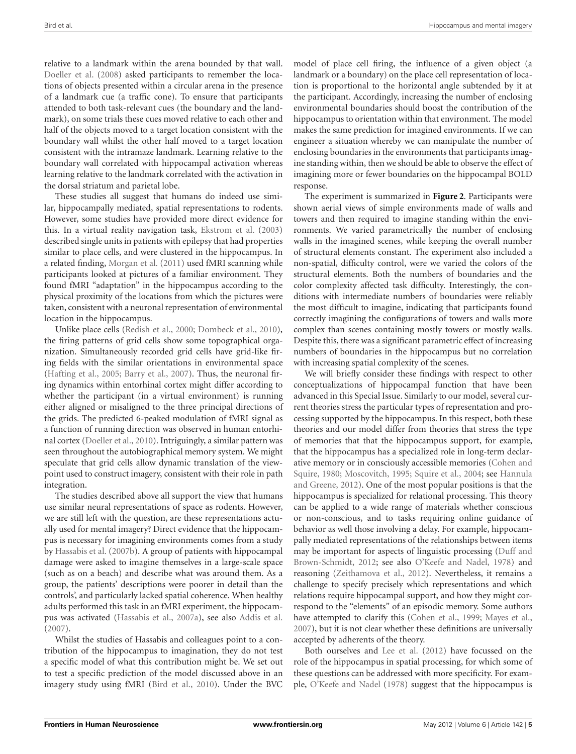relative to a landmark within the arena bounded by that wall. Doeller et al. (2008) asked participants to remember the locations of objects presented within a circular arena in the presence of a landmark cue (a traffic cone). To ensure that participants attended to both task-relevant cues (the boundary and the landmark), on some trials these cues moved relative to each other and half of the objects moved to a target location consistent with the boundary wall whilst the other half moved to a target location consistent with the intramaze landmark. Learning relative to the boundary wall correlated with hippocampal activation whereas learning relative to the landmark correlated with the activation in the dorsal striatum and parietal lobe.

These studies all suggest that humans do indeed use similar, hippocampally mediated, spatial representations to rodents. However, some studies have provided more direct evidence for this. In a virtual reality navigation task, Ekstrom et al. (2003) described single units in patients with epilepsy that had properties similar to place cells, and were clustered in the hippocampus. In a related finding, Morgan et al. (2011) used fMRI scanning while participants looked at pictures of a familiar environment. They found fMRI "adaptation" in the hippocampus according to the physical proximity of the locations from which the pictures were taken, consistent with a neuronal representation of environmental location in the hippocampus.

Unlike place cells (Redish et al., 2000; Dombeck et al., 2010), the firing patterns of grid cells show some topographical organization. Simultaneously recorded grid cells have grid-like firing fields with the similar orientations in environmental space (Hafting et al., 2005; Barry et al., 2007). Thus, the neuronal firing dynamics within entorhinal cortex might differ according to whether the participant (in a virtual environment) is running either aligned or misaligned to the three principal directions of the grids. The predicted 6-peaked modulation of fMRI signal as a function of running direction was observed in human entorhinal cortex (Doeller et al., 2010). Intriguingly, a similar pattern was seen throughout the autobiographical memory system. We might speculate that grid cells allow dynamic translation of the viewpoint used to construct imagery, consistent with their role in path integration.

The studies described above all support the view that humans use similar neural representations of space as rodents. However, we are still left with the question, are these representations actually used for mental imagery? Direct evidence that the hippocampus is necessary for imagining environments comes from a study by Hassabis et al. (2007b). A group of patients with hippocampal damage were asked to imagine themselves in a large-scale space (such as on a beach) and describe what was around them. As a group, the patients' descriptions were poorer in detail than the controls', and particularly lacked spatial coherence. When healthy adults performed this task in an fMRI experiment, the hippocampus was activated (Hassabis et al., 2007a), see also Addis et al. (2007).

Whilst the studies of Hassabis and colleagues point to a contribution of the hippocampus to imagination, they do not test a specific model of what this contribution might be. We set out to test a specific prediction of the model discussed above in an imagery study using fMRI (Bird et al., 2010). Under the BVC model of place cell firing, the influence of a given object (a landmark or a boundary) on the place cell representation of location is proportional to the horizontal angle subtended by it at the participant. Accordingly, increasing the number of enclosing environmental boundaries should boost the contribution of the hippocampus to orientation within that environment. The model makes the same prediction for imagined environments. If we can engineer a situation whereby we can manipulate the number of enclosing boundaries in the environments that participants imagine standing within, then we should be able to observe the effect of imagining more or fewer boundaries on the hippocampal BOLD response.

The experiment is summarized in **Figure 2**. Participants were shown aerial views of simple environments made of walls and towers and then required to imagine standing within the environments. We varied parametrically the number of enclosing walls in the imagined scenes, while keeping the overall number of structural elements constant. The experiment also included a non-spatial, difficulty control, were we varied the colors of the structural elements. Both the numbers of boundaries and the color complexity affected task difficulty. Interestingly, the conditions with intermediate numbers of boundaries were reliably the most difficult to imagine, indicating that participants found correctly imagining the configurations of towers and walls more complex than scenes containing mostly towers or mostly walls. Despite this, there was a significant parametric effect of increasing numbers of boundaries in the hippocampus but no correlation with increasing spatial complexity of the scenes.

We will briefly consider these findings with respect to other conceptualizations of hippocampal function that have been advanced in this Special Issue. Similarly to our model, several current theories stress the particular types of representation and processing supported by the hippocampus. In this respect, both these theories and our model differ from theories that stress the type of memories that that the hippocampus support, for example, that the hippocampus has a specialized role in long-term declarative memory or in consciously accessible memories (Cohen and Squire, 1980; Moscovitch, 1995; Squire et al., 2004; see Hannula and Greene, 2012). One of the most popular positions is that the hippocampus is specialized for relational processing. This theory can be applied to a wide range of materials whether conscious or non-conscious, and to tasks requiring online guidance of behavior as well those involving a delay. For example, hippocampally mediated representations of the relationships between items may be important for aspects of linguistic processing (Duff and Brown-Schmidt, 2012; see also O'Keefe and Nadel, 1978) and reasoning (Zeithamova et al., 2012). Nevertheless, it remains a challenge to specify precisely which representations and which relations require hippocampal support, and how they might correspond to the "elements" of an episodic memory. Some authors have attempted to clarify this (Cohen et al., 1999; Mayes et al., 2007), but it is not clear whether these definitions are universally accepted by adherents of the theory.

Both ourselves and Lee et al. (2012) have focussed on the role of the hippocampus in spatial processing, for which some of these questions can be addressed with more specificity. For example, O'Keefe and Nadel (1978) suggest that the hippocampus is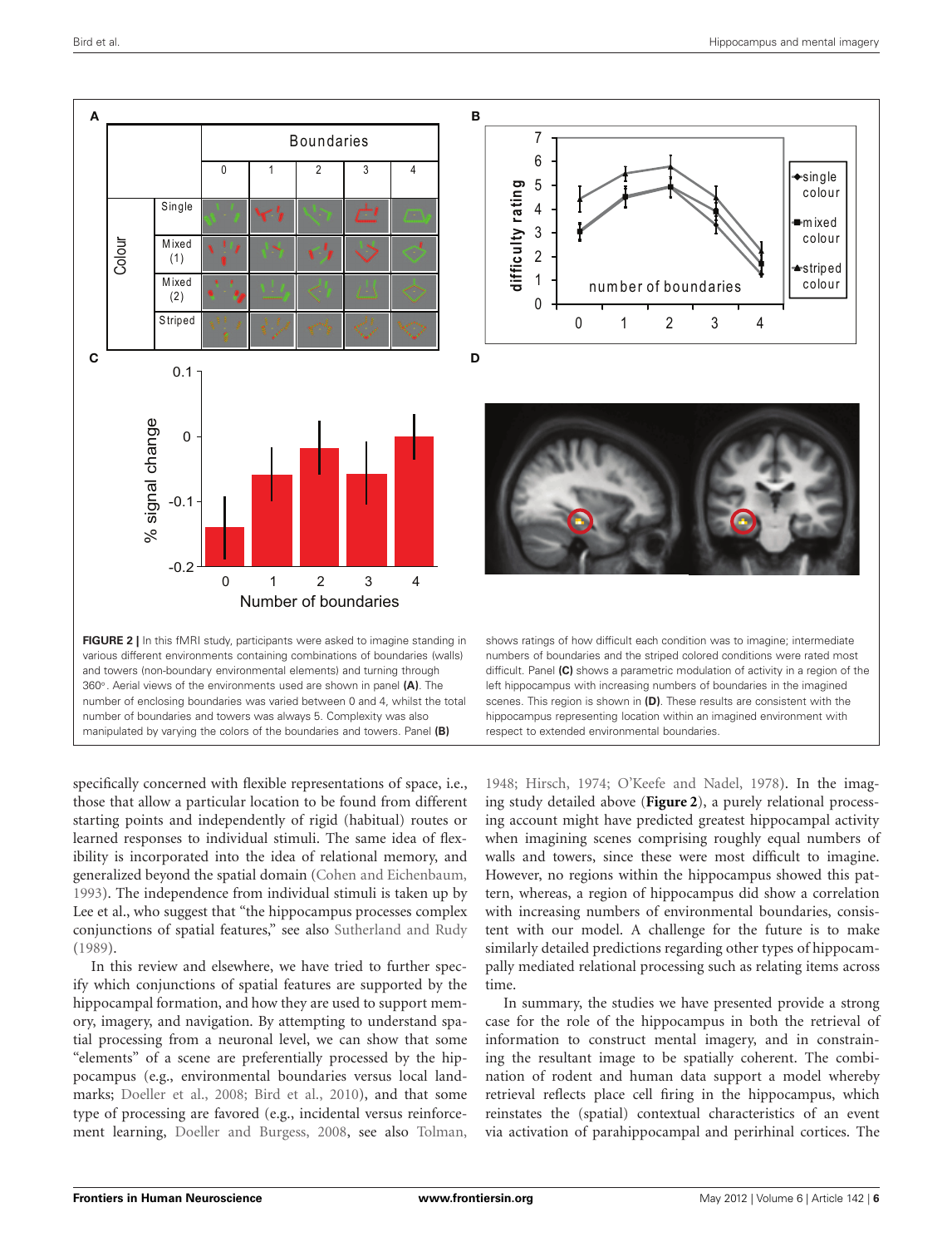FIGURE 2 | In this fMRI study, participants were asked to imagine standing in various different environments containing combinations of boundaries (walls) and towers (non-boundary environmental elements) and turning through 360°. Aerial views of the environments used are shown in panel **(A)**. The number of enclosing boundaries was varied between 0 and 4, whilst the total number of boundaries and towers was always 5. Complexity was also manipulated by varying the colors of the boundaries and towers. Panel **(B)** shows ratings of how difficult each condition was to imagine; intermediate numbers of boundaries and the striped colored conditions were rated most difficult. Panel **(C)** shows a parametric modulation of activity in a region of the left hippocampus with increasing numbers of boundaries in the imagined scenes. This region is shown in **(D)**. These results are consistent with the hippocampus representing location within an imagined environment with respect to extended environmental boundaries.

specifically concerned with flexible representations of space, i.e., those that allow a particular location to be found from different starting points and independently of rigid (habitual) routes or learned responses to individual stimuli. The same idea of flexibility is incorporated into the idea of relational memory, and generalized beyond the spatial domain (Cohen and Eichenbaum, 1993). The independence from individual stimuli is taken up by Lee et al., who suggest that "the hippocampus processes complex conjunctions of spatial features," see also Sutherland and Rudy (1989).

In this review and elsewhere, we have tried to further specify which conjunctions of spatial features are supported by the hippocampal formation, and how they are used to support memory, imagery, and navigation. By attempting to understand spatial processing from a neuronal level, we can show that some "elements" of a scene are preferentially processed by the hippocampus (e.g., environmental boundaries versus local landmarks; Doeller et al., 2008; Bird et al., 2010), and that some type of processing are favored (e.g., incidental versus reinforcement learning, Doeller and Burgess, 2008, see also Tolman, 1948; Hirsch, 1974; O'Keefe and Nadel, 1978). In the imaging study detailed above (**Figure 2**), a purely relational processing account might have predicted greatest hippocampal activity when imagining scenes comprising roughly equal numbers of walls and towers, since these were most difficult to imagine. However, no regions within the hippocampus showed this pattern, whereas, a region of hippocampus did show a correlation with increasing numbers of environmental boundaries, consistent with our model. A challenge for the future is to make similarly detailed predictions regarding other types of hippocampally mediated relational processing such as relating items across time.

In summary, the studies we have presented provide a strong case for the role of the hippocampus in both the retrieval of information to construct mental imagery, and in constraining the resultant image to be spatially coherent. The combination of rodent and human data support a model whereby retrieval reflects place cell firing in the hippocampus, which reinstates the (spatial) contextual characteristics of an event via activation of parahippocampal and perirhinal cortices. The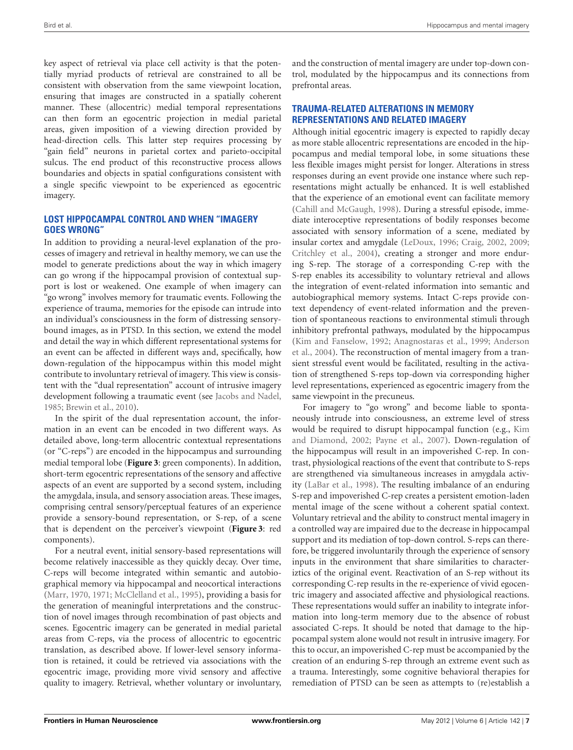key aspect of retrieval via place cell activity is that the potentially myriad products of retrieval are constrained to all be consistent with observation from the same viewpoint location, ensuring that images are constructed in a spatially coherent manner. These (allocentric) medial temporal representations can then form an egocentric projection in medial parietal areas, given imposition of a viewing direction provided by head-direction cells. This latter step requires processing by "gain field" neurons in parietal cortex and parieto-occipital sulcus. The end product of this reconstructive process allows boundaries and objects in spatial configurations consistent with a single specific viewpoint to be experienced as egocentric imagery.

## LOST HIPPOCAMPAL CONTROL AND WHEN "IMAGERY GOES WRONG"

In addition to providing a neural-level explanation of the processes of imagery and retrieval in healthy memory, we can use the model to generate predictions about the way in which imagery can go wrong if the hippocampal provision of contextual support is lost or weakened. One example of when imagery can "go wrong" involves memory for traumatic events. Following the experience of trauma, memories for the episode can intrude into an individual's consciousness in the form of distressing sensory-bound images, as in PTSD. In this section, we extend the model and detail the way in which different representational systems for an event can be affected in different ways and, specifically, how down-regulation of the hippocampus within this model might contribute to involuntary retrieval of imagery. This view is consistent with the "dual representation" account of intrusive imagery development following a traumatic event (see Jacobs and Nadel, 1985; Brewin et al., 2010).

In the spirit of the dual representation account, the information in an event can be encoded in two different ways. As detailed above, long-term allocentric contextual representations (or "C-reps") are encoded in the hippocampus and surrounding medial temporal lobe (**Figure 3**: green components). In addition, short-term egocentric representations of the sensory and affective aspects of an event are supported by a second system, including the amygdala, insula, and sensory association areas. These images, comprising central sensory/perceptual features of an experience provide a sensory-bound representation, or S-rep, of a scene that is dependent on the perceiver's viewpoint (**Figure 3**: red components).

For a neutral event, initial sensory-based representations will become relatively inaccessible as they quickly decay. Over time, C-reps will become integrated within semantic and autobiographical memory via hippocampal and neocortical interactions (Marr, 1970, 1971; McClelland et al., 1995), providing a basis for the generation of meaningful interpretations and the construction of novel images through recombination of past objects and scenes. Egocentric imagery can be generated in medial parietal areas from C-reps, via the process of allocentric to egocentric translation, as described above. If lower-level sensory information is retained, it could be retrieved via associations with the egocentric image, providing more vivid sensory and affective quality to imagery. Retrieval, whether voluntary or involuntary, and the construction of mental imagery are under top-down control, modulated by the hippocampus and its connections from prefrontal areas.

## TRAUMA-RELATED ALTERATIONS IN MEMORY REPRESENTATIONS AND RELATED IMAGERY

Although initial egocentric imagery is expected to rapidly decay as more stable allocentric representations are encoded in the hippocampus and medial temporal lobe, in some situations these less flexible images might persist for longer. Alterations in stress responses during an event provide one instance where such representations might actually be enhanced. It is well established that the experience of an emotional event can facilitate memory (Cahill and McGaugh, 1998). During a stressful episode, immediate interoceptive representations of bodily responses become associated with sensory information of a scene, mediated by insular cortex and amygdale (LeDoux, 1996; Craig, 2002, 2009; Critchley et al., 2004), creating a stronger and more enduring S-rep. The storage of a corresponding C-rep with the S-rep enables its accessibility to voluntary retrieval and allows the integration of event-related information into semantic and autobiographical memory systems. Intact C-reps provide context dependency of event-related information and the prevention of spontaneous reactions to environmental stimuli through inhibitory prefrontal pathways, modulated by the hippocampus (Kim and Fanselow, 1992; Anagnostaras et al., 1999; Anderson et al., 2004). The reconstruction of mental imagery from a transient stressful event would be facilitated, resulting in the activation of strengthened S-reps top-down via corresponding higher level representations, experienced as egocentric imagery from the same viewpoint in the precuneus.

For imagery to "go wrong" and become liable to spontaneously intrude into consciousness, an extreme level of stress would be required to disrupt hippocampal function (e.g., Kim and Diamond, 2002; Payne et al., 2007). Down-regulation of the hippocampus will result in an impoverished C-rep. In contrast, physiological reactions of the event that contribute to S-reps are strengthened via simultaneous increases in amygdala activity (LaBar et al., 1998). The resulting imbalance of an enduring S-rep and impoverished C-rep creates a persistent emotion-laden mental image of the scene without a coherent spatial context. Voluntary retrieval and the ability to construct mental imagery in a controlled way are impaired due to the decrease in hippocampal support and its mediation of top-down control. S-reps can therefore, be triggered involuntarily through the experience of sensory inputs in the environment that share similarities to characteriztics of the original event. Reactivation of an S-rep without its corresponding C-rep results in the re-experience of vivid egocentric imagery and associated affective and physiological reactions. These representations would suffer an inability to integrate information into long-term memory due to the absence of robust associated C-reps. It should be noted that damage to the hippocampal system alone would not result in intrusive imagery. For this to occur, an impoverished C-rep must be accompanied by the creation of an enduring S-rep through an extreme event such as a trauma. Interestingly, some cognitive behavioral therapies for remediation of PTSD can be seen as attempts to (re)establish a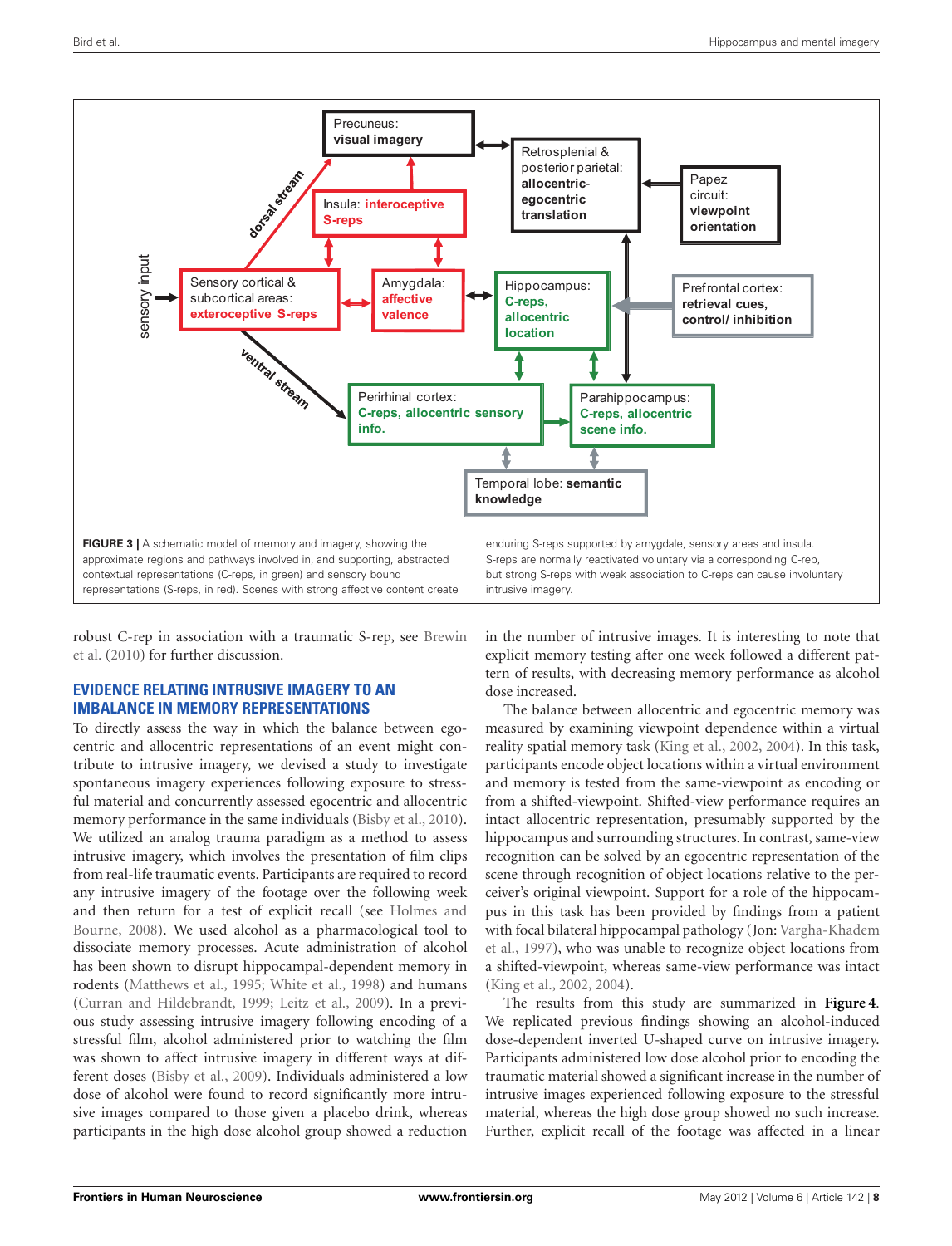FIGURE 3 | A schematic model of memory and imagery, showing the approximate regions and pathways involved in, and supporting, abstracted contextual representations (C-reps, in green) and sensory bound representations (S-reps, in red). Scenes with strong affective content create enduring S-reps supported by amygdale, sensory areas and insula. S-reps are normally reactivated voluntary via a corresponding C-rep, but strong S-reps with weak association to C-reps can cause voluntary intrusive imagery.

robust C-rep in association with a traumatic S-rep, see Brewin et al. (2010) for further discussion.

## EVIDENCE RELATING INTRUSIVE IMAGERY TO AN IMBALANCE IN MEMORY REPRESENTATIONS

To directly assess the way in which the balance between egocentric and allocentric representations of an event might contribute to intrusive imagery, we devised a study to investigate spontaneous imagery experiences following exposure to stressful material and concurrently assessed egocentric and allocentric memory performance in the same individuals (Bisby et al., 2010). We utilized an analog trauma paradigm as a method to assess intrusive imagery, which involves the presentation of film clips from real-life traumatic events. Participants are required to record any intrusive imagery of the footage over the following week and then return for a test of explicit recall (see Holmes and Bourne, 2008). We used alcohol as a pharmacological tool to dissociate memory processes. Acute administration of alcohol has been shown to disrupt hippocampal-dependent memory in rodents (Matthews et al., 1995; White et al., 1998) and humans (Curran and Hildebrandt, 1999; Leitz et al., 2009). In a previous study assessing intrusive imagery following encoding of a stressful film, alcohol administered prior to watching the film was shown to affect intrusive imagery in different ways at different doses (Bisby et al., 2009). Individuals administered a low dose of alcohol were found to record significantly more intrusive images compared to those given a placebo drink, whereas participants in the high dose alcohol group showed a reduction in the number of intrusive images. It is interesting to note that explicit memory testing after one week followed a different pattern of results, with decreasing memory performance as alcohol dose increased.

The balance between allocentric and egocentric memory was measured by examining viewpoint dependence within a virtual reality spatial memory task (King et al., 2002, 2004). In this task, participants encode object locations within a virtual environment and memory is tested from the same-viewpoint as encoding or from a shifted-viewpoint. Shifted-view performance requires an intact allocentric representation, presumably supported by the hippocampus and surrounding structures. In contrast, same-view recognition can be solved by an egocentric representation of the scene through recognition of object locations relative to the perceiver's original viewpoint. Support for a role of the hippocampus in this task has been provided by findings from a patient with focal bilateral hippocampal pathology (Jon: Vargha-Khadem et al., 1997), who was unable to recognize object locations from a shifted-viewpoint, whereas same-view performance was intact (King et al., 2002, 2004).

The results from this study are summarized in **Figure 4**. We replicated previous findings showing an alcohol-induced dose-dependent inverted U-shaped curve on intrusive imagery. Participants administered low dose alcohol prior to encoding the traumatic material showed a significant increase in the number of intrusive images experienced following exposure to the stressful material, whereas the high dose group showed no such increase. Further, explicit recall of the footage was affected in a linear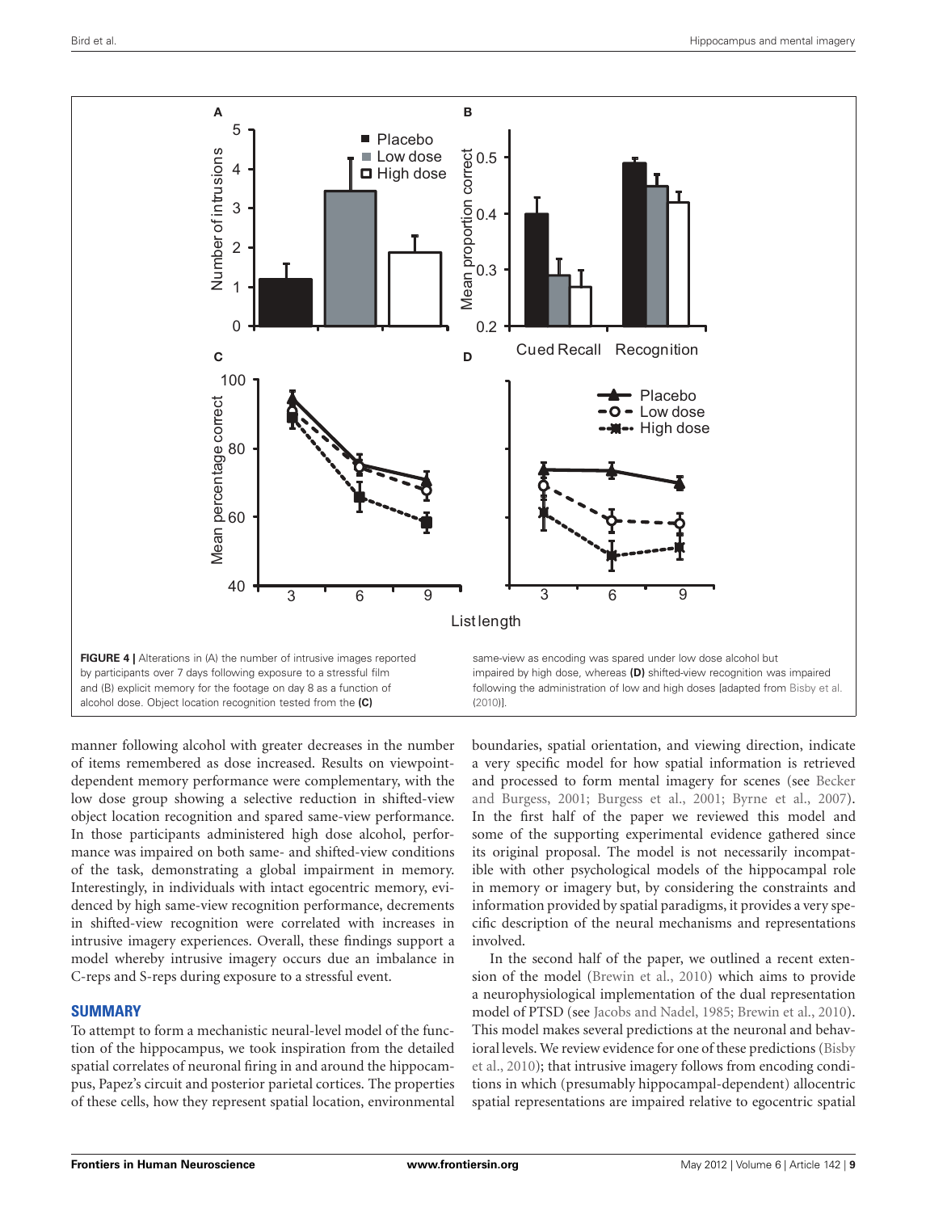**FIGURE 4 |** Alterations in (A) the number of intrusive images reported by participants over 7 days following exposure to a stressful film and (B) explicit memory for the footage on day 8 as a function of alcohol dose. Object location recognition tested from the **(C)** same-view as encoding was spared under low dose alcohol but impaired by high dose, whereas **(D)** shifted-view recognition was impaired following the administration of low and high doses [adapted from Bisby et al. (2010)].

manner following alcohol with greater decreases in the number of items remembered as dose increased. Results on viewpoint-dependent memory performance were complementary, with the low dose group showing a selective reduction in shifted-view object location recognition and spared same-view performance. In those participants administered high dose alcohol, performance was impaired on both same- and shifted-view conditions of the task, demonstrating a global impairment in memory. Interestingly, in individuals with intact egocentric memory, evidenced by high same-view recognition performance, decrements in shifted-view recognition were correlated with increases in intrusive imagery experiences. Overall, these findings support a model whereby intrusive imagery occurs due an imbalance in C-reps and S-reps during exposure to a stressful event.

## SUMMARY

To attempt to form a mechanistic neural-level model of the function of the hippocampus, we took inspiration from the detailed spatial correlates of neuronal firing in and around the hippocampus, Papez's circuit and posterior parietal cortices. The properties of these cells, how they represent spatial location, environmental boundaries, spatial orientation, and viewing direction, indicate a very specific model for how spatial information is retrieved and processed to form mental imagery for scenes (see Becker and Burgess, 2001; Burgess et al., 2001; Byrne et al., 2007). In the first half of the paper we reviewed this model and some of the supporting experimental evidence gathered since its original proposal. The model is not necessarily incompatible with other psychological models of the hippocampal role in memory or imagery but, by considering the constraints and information provided by spatial paradigms, it provides a very specific description of the neural mechanisms and representations involved.

In the second half of the paper, we outlined a recent extension of the model (Brewin et al., 2010) which aims to provide a neurophysiological implementation of the dual representation model of PTSD (see Jacobs and Nadel, 1985; Brewin et al., 2010). This model makes several predictions at the neuronal and behavioral levels. We review evidence for one of these predictions (Bisby et al., 2010); that intrusive imagery follows from encoding conditions in which (presumably hippocampal-dependent) allocentric spatial representations are impaired relative to egocentric spatial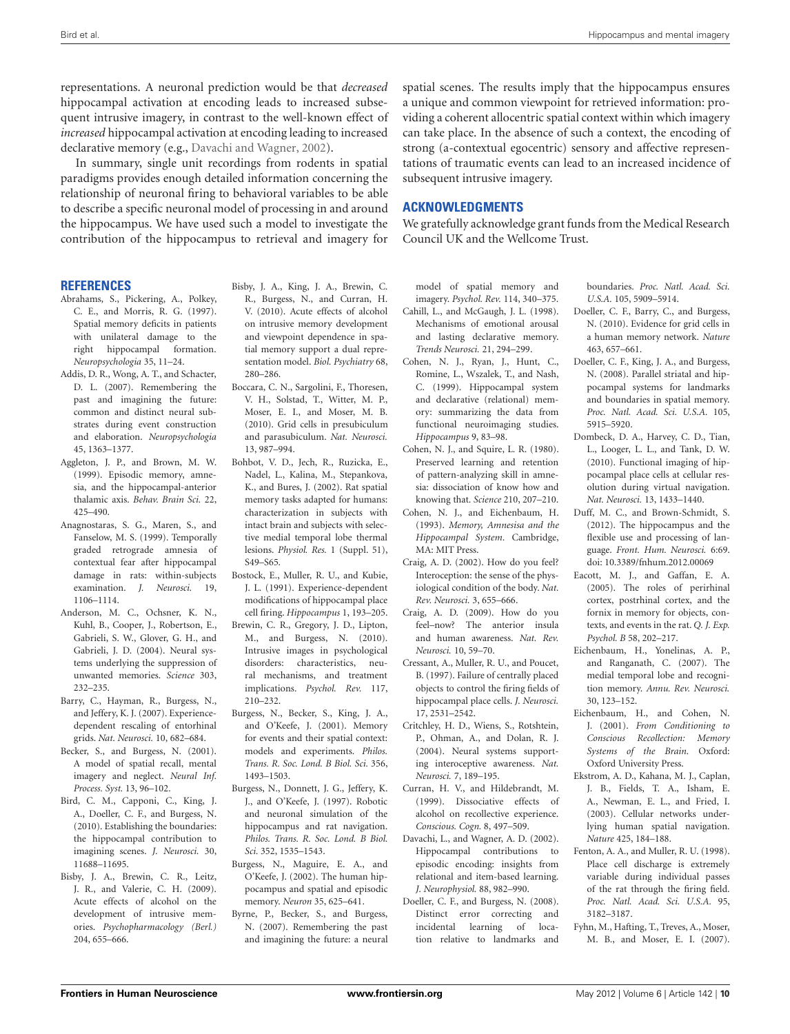representations. A neuronal prediction would be that *decreased* hippocampal activation at encoding leads to increased subsequent intrusive imagery, in contrast to the well-known effect of *increased* hippocampal activation at encoding leading to increased declarative memory (e.g., Davachi and Wagner, 2002).

In summary, single unit recordings from rodents in spatial paradigms provides enough detailed information concerning the relationship of neuronal firing to behavioral variables to be able to describe a specific neuronal model of processing in and around the hippocampus. We have used such a model to investigate the contribution of the hippocampus to retrieval and imagery for spatial scenes. The results imply that the hippocampus ensures a unique and common viewpoint for retrieved information: providing a coherent allocentric spatial context within which imagery can take place. In the absence of such a context, the encoding of strong (a-contextual egocentric) sensory and affective representations of traumatic events can lead to an increased incidence of subsequent intrusive imagery.

## ACKNOWLEDGMENTS

We gratefully acknowledge grant funds from the Medical Research Council UK and the Wellcome Trust.

## REFERENCES

Abrahams, S., Pickering, A., Polkey, C. E., and Morris, R. G. (1997). Spatial memory deficits in patients with unilateral damage to the right hippocampal formation. *Neuropsychologia* 35, 11–24.

Addis, D. R., Wong, A. T., and Schacter, D. L. (2007). Remembering the past and imagining the future: common and distinct neural substrates during event construction and elaboration. *Neuropsychologia* 45, 1363–1377.

Aggleton, J. P., and Brown, M. W. (1999). Episodic memory, amnesia, and the hippocampal-anterior thalamic axis. *Behav. Brain Sci.* 22, 425–490.

Anagnostaras, S. G., Maren, S., and Fanselow, M. S. (1999). Temporally graded retrograde amnesia of contextual fear after hippocampal damage in rats: within-subjects examination. *J. Neurosci.* 19, 1106–1114.

Anderson, M. C., Ochsner, K. N., Kuhl, B., Cooper, J., Robertson, E., Gabrieli, S. W., Glover, G. H., and Gabrieli, J. D. (2004). Neural systems underlying the suppression of unwanted memories. *Science* 303, 232–235.

Barry, C., Hayman, R., Burgess, N., and Jeffery, K. J. (2007). Experience-dependent rescaling of entorhinal grids. *Nat. Neurosci.* 10, 682–684.

Becker, S., and Burgess, N. (2001). A model of spatial recall, mental imagery and neglect. *Neural Inf. Process. Syst.* 13, 96–102.

Bird, C. M., Capponi, C., King, J. A., Doeller, C. F., and Burgess, N. (2010). Establishing the boundaries: the hippocampal contribution to imagining scenes. *J. Neurosci.* 30, 11688–11695.

Bisby, J. A., Brewin, C. R., Leitz, J. R., and Valerie, C. H. (2009). Acute effects of alcohol on the development of intrusive memories. *Psychopharmacology (Berl.)* 204, 655–666.

Bisby, J. A., King, J. A., Brewin, C. R., Burgess, N., and Curran, H. V. (2010). Acute effects of alcohol on intrusive memory development and viewpoint dependence in spatial memory support a dual representation model. *Biol. Psychiatry* 68, 280–286.

Boccara, C. N., Sargolini, F., Thoresen, V. H., Solstad, T., Witter, M. P., Moser, E. I., and Moser, M. B. (2010). Grid cells in presubiculum and parasubiculum. *Nat. Neurosci.* 13, 987–994.

Bohbot, V. D., Jech, R., Ruzicka, E., Nadel, L., Kalina, M., Stepankova, K., and Bures, J. (2002). Rat spatial memory tasks adapted for humans: characterization in subjects with intact brain and subjects with selective medial temporal lobe thermal lesions. *Physiol. Res.* 1 (Suppl. 51), S49–S65.

Bostock, E., Muller, R. U., and Kubie, J. L. (1991). Experience-dependent modifications of hippocampal place cell firing. *Hippocampus* 1, 193–205.

Brewin, C. R., Gregory, J. D., Lipton, M., and Burgess, N. (2010). Intrusive images in psychological disorders: characteristics, neural mechanisms, and treatment implications. *Psychol. Rev.* 117, 210–232.

Burgess, N., Becker, S., King, J. A., and O'Keefe, J. (2001). Memory for events and their spatial context: models and experiments. *Philos. Trans. R. Soc. Lond. B Biol. Sci.* 356, 1493–1503.

Burgess, N., Donnett, J. G., Jeffery, K. J., and O'Keefe, J. (1997). Robotic and neuronal simulation of the hippocampus and rat navigation. *Philos. Trans. R. Soc. Lond. B Biol. Sci.* 352, 1535–1543.

Burgess, N., Maguire, E. A., and O'Keefe, J. (2002). The human hippocampus and spatial and episodic memory. *Neuron* 35, 625–641.

Byrne, P., Becker, S., and Burgess, N. (2007). Remembering the past and imagining the future: a neural model of spatial memory and imagery. *Psychol. Rev.* 114, 340–375.

Cahill, L., and McGaugh, J. L. (1998). Mechanisms of emotional arousal and lasting declarative memory. *Trends Neurosci.* 21, 294–299.

Cohen, N. J., Ryan, J., Hunt, C., Romine, L., Wszalek, T., and Nash, C. (1999). Hippocampal system and declarative (relational) memory: summarizing the data from functional neuroimaging studies. *Hippocampus* 9, 83–98.

Cohen, N. J., and Squire, L. R. (1980). Preserved learning and retention of pattern-analyzing skill in amnesia: dissociation of know how and knowing that. *Science* 210, 207–210.

Cohen, N. J., and Eichenbaum, H. (1993). *Memory, Amnesisa and the Hippocampal System*. Cambridge, MA: MIT Press.

Craig, A. D. (2002). How do you feel? Interoception: the sense of the physiological condition of the body. *Nat. Rev. Neurosci.* 3, 655–666.

Craig, A. D. (2009). How do you feel–now? The anterior insula and human awareness. *Nat. Rev. Neurosci.* 10, 59–70.

Cressant, A., Muller, R. U., and Poucet, B. (1997). Failure of centrally placed objects to control the firing fields of hippocampal place cells. *J. Neurosci.* 17, 2531–2542.

Critchley, H. D., Wiens, S., Rotshtein, P., Ohman, A., and Dolan, R. J. (2004). Neural systems supporting interoceptive awareness. *Nat. Neurosci.* 7, 189–195.

Curran, H. V., and Hildebrandt, M. (1999). Dissociative effects of alcohol on recollective experience. *Conscious. Cogn.* 8, 497–509.

Davachi, L., and Wagner, A. D. (2002). Hippocampal contributions to episodic encoding: insights from relational and item-based learning. *J. Neurophysiol.* 88, 982–990.

Doeller, C. F., and Burgess, N. (2008). Distinct error correcting and incidental learning of location relative to landmarks and boundaries. *Proc. Natl. Acad. Sci. U.S.A.* 105, 5909–5914.

Doeller, C. F., Barry, C., and Burgess, N. (2010). Evidence for grid cells in a human memory network. *Nature* 463, 657–661.

Doeller, C. F., King, J. A., and Burgess, N. (2008). Parallel striatal and hippocampal systems for landmarks and boundaries in spatial memory. *Proc. Natl. Acad. Sci. U.S.A.* 105, 5915–5920.

Dombeck, D. A., Harvey, C. D., Tian, L., Looger, L. L., and Tank, D. W. (2010). Functional imaging of hippocampal place cells at cellular resolution during virtual navigation. *Nat. Neurosci.* 13, 1433–1440.

Duff, M. C., and Brown-Schmidt, S. (2012). The hippocampus and the flexible use and processing of language. *Front. Hum. Neurosci.* 6:69. doi: 10.3389/fnhum.2012.00069

Eacott, M. J., and Gaffan, E. A. (2005). The roles of perirhinal cortex, postrhinal cortex, and the fornix in memory for objects, contexts, and events in the rat. *Q. J. Exp. Psychol. B* 58, 202–217.

Eichenbaum, H., Yonelinas, A. P., and Ranganath, C. (2007). The medial temporal lobe and recognition memory. *Annu. Rev. Neurosci.* 30, 123–152.

Eichenbaum, H., and Cohen, N. J. (2001). *From Conditioning to Conscious Recollection: Memory Systems of the Brain*. Oxford: Oxford University Press.

Ekstrom, A. D., Kahana, M. J., Caplan, J. B., Fields, T. A., Isham, E. A., Newman, E. L., and Fried, I. (2003). Cellular networks underlying human spatial navigation. *Nature* 425, 184–188.

Fenton, A. A., and Muller, R. U. (1998). Place cell discharge is extremely variable during individual passes of the rat through the firing field. *Proc. Natl. Acad. Sci. U.S.A.* 95, 3182–3187.

Fyhn, M., Hafting, T., Treves, A., Moser, M. B., and Moser, E. I. (2007).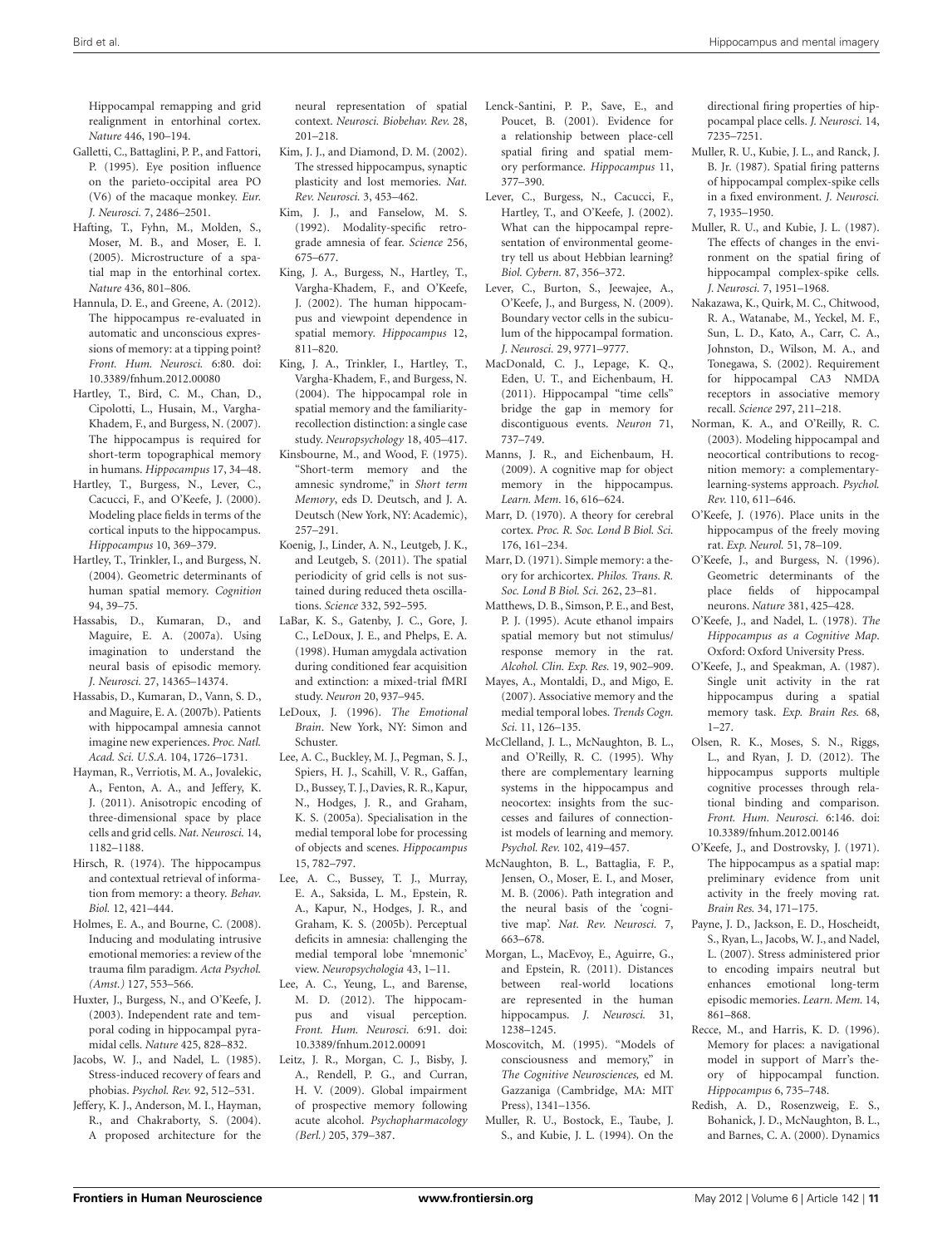Hippocampal remapping and grid realignment in entorhinal cortex. *Nature* 446, 190–194.

Galletti, C., Battaglini, P. P., and Fattori, P. (1995). Eye position influence on the parieto-occipital area PO (V6) of the macaque monkey. *Eur. J. Neurosci.* 7, 2486–2501.

Hafting, T., Fyhn, M., Molden, S., Moser, M. B., and Moser, E. I. (2005). Microstructure of a spatial map in the entorhinal cortex. *Nature* 436, 801–806.

Hannula, D. E., and Greene, A. (2012). The hippocampus re-evaluated in automatic and unconscious expressions of memory: at a tipping point? *Front. Hum. Neurosci.* 6:80. doi: 10.3389/fnhum.2012.00080

Hartley, T., Bird, C. M., Chan, D., Cipolotti, L., Husain, M., Vargha-Khadem, F., and Burgess, N. (2007). The hippocampus is required for short-term topographical memory in humans. *Hippocampus* 17, 34–48.

Hartley, T., Burgess, N., Lever, C., Cacucci, F., and O'Keefe, J. (2000). Modeling place fields in terms of the cortical inputs to the hippocampus. *Hippocampus* 10, 369–379.

Hartley, T., Trinkler, I., and Burgess, N. (2004). Geometric determinants of human spatial memory. *Cognition* 94, 39–75.

Hassabis, D., Kumaran, D., and Maguire, E. A. (2007a). Using imagination to understand the neural basis of episodic memory. *J. Neurosci.* 27, 14365–14374.

Hassabis, D., Kumaran, D., Vann, S. D., and Maguire, E. A. (2007b). Patients with hippocampal amnesia cannot imagine new experiences. *Proc. Natl. Acad. Sci. U.S.A.* 104, 1726–1731.

Hayman, R., Verriotis, M. A., Jovalekic, A., Fenton, A. A., and Jeffery, K. J. (2011). Anisotropic encoding of three-dimensional space by place cells and grid cells. *Nat. Neurosci.* 14, 1182–1188.

Hirsch, R. (1974). The hippocampus and contextual retrieval of information from memory: a theory. *Behav. Biol.* 12, 421–444.

Holmes, E. A., and Bourne, C. (2008). Inducing and modulating intrusive emotional memories: a review of the trauma film paradigm. *Acta Psychol. (Amst.)* 127, 553–566.

Huxter, J., Burgess, N., and O'Keefe, J. (2003). Independent rate and temporal coding in hippocampal pyramidal cells. *Nature* 425, 828–832.

Jacobs, W. J., and Nadel, L. (1985). Stress-induced recovery of fears and phobias. *Psychol. Rev.* 92, 512–531.

Jeffery, K. J., Anderson, M. I., Hayman, R., and Chakraborty, S. (2004). A proposed architecture for the neural representation of spatial context. *Neurosci. Biobehav. Rev.* 28, 201–218.

Kim, J. J., and Diamond, D. M. (2002). The stressed hippocampus, synaptic plasticity and lost memories. *Nat. Rev. Neurosci.* 3, 453–462.

Kim, J. J., and Fanselow, M. S. (1992). Modality-specific retrograde amnesia of fear. *Science* 256, 675–677.

King, J. A., Burgess, N., Hartley, T., Vargha-Khadem, F., and O'Keefe, J. (2002). The human hippocampus and viewpoint dependence in spatial memory. *Hippocampus* 12, 811–820.

King, J. A., Trinkler, I., Hartley, T., Vargha-Khadem, F., and Burgess, N. (2004). The hippocampal role in spatial memory and the familiarity-recollection distinction: a single case study. *Neuropsychology* 18, 405–417.

Kinsbourne, M., and Wood, F. (1975). "Short-term memory and the amnesic syndrome," in *Short term Memory*, eds D. Deutsch, and J. A. Deutsch (New York, NY: Academic), 257–291.

Koenig, J., Linder, A. N., Leutgeb, J. K., and Leutgeb, S. (2011). The spatial periodicity of grid cells is not sustained during reduced theta oscillations. *Science* 332, 592–595.

LaBar, K. S., Gatenby, J. C., Gore, J. C., LeDoux, J. E., and Phelps, E. A. (1998). Human amygdala activation during conditioned fear acquisition and extinction: a mixed-trial fMRI study. *Neuron* 20, 937–945.

LeDoux, J. (1996). *The Emotional Brain*. New York, NY: Simon and Schuster.

Lee, A. C., Buckley, M. J., Pegman, S. J., Spiers, H. J., Scahill, V. R., Gaffan, D., Bussey, T. J., Davies, R. R., Kapur, N., Hodges, J. R., and Graham, K. S. (2005a). Specialisation in the medial temporal lobe for processing of objects and scenes. *Hippocampus* 15, 782–797.

Lee, A. C., Bussey, T. J., Murray, E. A., Saksida, L. M., Epstein, R. A., Kapur, N., Hodges, J. R., and Graham, K. S. (2005b). Perceptual deficits in amnesia: challenging the medial temporal lobe 'mnemonic' view. *Neuropsychologia* 43, 1–11.

Lee, A. C., Yeung, L., and Barense, M. D. (2012). The hippocampus and visual perception. *Front. Hum. Neurosci.* 6:91. doi: 10.3389/fnhum.2012.00091

Leitz, J. R., Morgan, C. J., Bisby, J. A., Rendell, P. G., and Curran, H. V. (2009). Global impairment of prospective memory following acute alcohol. *Psychopharmacology (Berl.)* 205, 379–387.

Lenck-Santini, P. P., Save, E., and Poucet, B. (2001). Evidence for a relationship between place-cell spatial firing and spatial memory performance. *Hippocampus* 11, 377–390.

Lever, C., Burgess, N., Cacucci, F., Hartley, T., and O'Keefe, J. (2002). What can the hippocampal representation of environmental geometry tell us about Hebbian learning? *Biol. Cybern.* 87, 356–372.

Lever, C., Burton, S., Jeewajee, A., O'Keefe, J., and Burgess, N. (2009). Boundary vector cells in the subiculum of the hippocampal formation. *J. Neurosci.* 29, 9771–9777.

MacDonald, C. J., Lepage, K. Q., Eden, U. T., and Eichenbaum, H. (2011). Hippocampal "time cells" bridge the gap in memory for discontiguous events. *Neuron* 71, 737–749.

Manns, J. R., and Eichenbaum, H. (2009). A cognitive map for object memory in the hippocampus. *Learn. Mem.* 16, 616–624.

Marr, D. (1970). A theory for cerebral cortex. *Proc. R. Soc. Lond B Biol. Sci.* 176, 161–234.

Marr, D. (1971). Simple memory: a theory for archicortex. *Philos. Trans. R. Soc. Lond B Biol. Sci.* 262, 23–81.

Matthews, D. B., Simson, P. E., and Best, P. J. (1995). Acute ethanol impairs spatial memory but not stimulus/response memory in the rat. *Alcohol. Clin. Exp. Res.* 19, 902–909.

Mayes, A., Montaldi, D., and Migo, E. (2007). Associative memory and the medial temporal lobes. *Trends Cogn. Sci.* 11, 126–135.

McClelland, J. L., McNaughton, B. L., and O'Reilly, R. C. (1995). Why there are complementary learning systems in the hippocampus and neocortex: insights from the successes and failures of connectionist models of learning and memory. *Psychol. Rev.* 102, 419–457.

McNaughton, B. L., Battaglia, F. P., Jensen, O., Moser, E. I., and Moser, M. B. (2006). Path integration and the neural basis of the 'cognitive map'. *Nat. Rev. Neurosci.* 7, 663–678.

Morgan, L., MacEvoy, E., Aguirre, G., and Epstein, R. (2011). Distances between real-world locations are represented in the human hippocampus. *J. Neurosci.* 31, 1238–1245.

Moscovitch, M. (1995). "Models of consciousness and memory," in *The Cognitive Neurosciences*, ed M. Gazzaniga (Cambridge, MA: MIT Press), 1341–1356.

Muller, R. U., Bostock, E., Taube, J. S., and Kubie, J. L. (1994). On the directional firing properties of hippocampal place cells. *J. Neurosci.* 14, 7235–7251.

Muller, R. U., Kubie, J. L., and Ranck, J. B. Jr. (1987). Spatial firing patterns of hippocampal complex-spike cells in a fixed environment. *J. Neurosci.* 7, 1935–1950.

Muller, R. U., and Kubie, J. L. (1987). The effects of changes in the environment on the spatial firing of hippocampal complex-spike cells. *J. Neurosci.* 7, 1951–1968.

Nakazawa, K., Quirk, M. C., Chitwood, R. A., Watanabe, M., Yeckel, M. F., Sun, L. D., Kato, A., Carr, C. A., Johnston, D., Wilson, M. A., and Tonegawa, S. (2002). Requirement for hippocampal CA3 NMDA receptors in associative memory recall. *Science* 297, 211–218.

Norman, K. A., and O'Reilly, R. C. (2003). Modeling hippocampal and neocortical contributions to recognition memory: a complementary-learning-systems approach. *Psychol. Rev.* 110, 611–646.

O'Keefe, J. (1976). Place units in the hippocampus of the freely moving rat. *Exp. Neurol.* 51, 78–109.

O'Keefe, J., and Burgess, N. (1996). Geometric determinants of the place fields of hippocampal neurons. *Nature* 381, 425–428.

O'Keefe, J., and Nadel, L. (1978). *The Hippocampus as a Cognitive Map*. Oxford: Oxford University Press.

O'Keefe, J., and Speakman, A. (1987). Single unit activity in the rat hippocampus during a spatial memory task. *Exp. Brain Res.* 68, 1–27.

Olsen, R. K., Moses, S. N., Riggs, L., and Ryan, J. D. (2012). The hippocampus supports multiple cognitive processes through relational binding and comparison. *Front. Hum. Neurosci.* 6:146. doi: 10.3389/fnhum.2012.00146

O'Keefe, J., and Dostrovsky, J. (1971). The hippocampus as a spatial map: preliminary evidence from unit activity in the freely moving rat. *Brain Res.* 34, 171–175.

Payne, J. D., Jackson, E. D., Hoscheidt, S., Ryan, L., Jacobs, W. J., and Nadel, L. (2007). Stress administered prior to encoding impairs neutral but enhances emotional long-term episodic memories. *Learn. Mem.* 14, 861–868.

Recce, M., and Harris, K. D. (1996). Memory for places: a navigational model in support of Marr's theory of hippocampal function. *Hippocampus* 6, 735–748.

Redish, A. D., Rosenzweig, E. S., Bohanick, J. D., McNaughton, B. L., and Barnes, C. A. (2000). Dynamics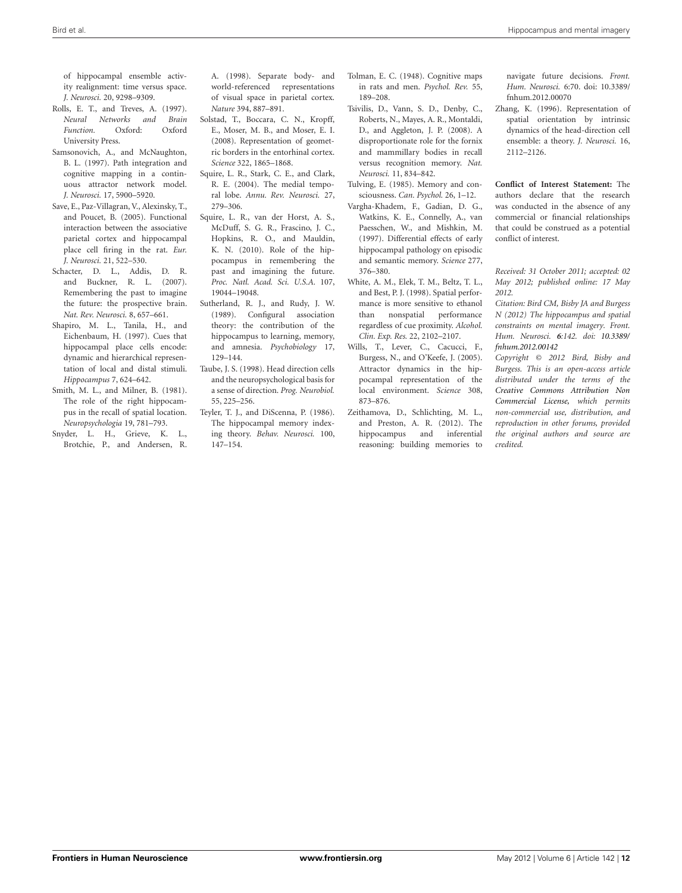of hippocampal ensemble activity realignment: time versus space. *J. Neurosci.* 20, 9298–9309.

Rolls, E. T., and Treves, A. (1997). *Neural Networks and Brain Function.* Oxford: Oxford University Press.

Samsonovich, A., and McNaughton, B. L. (1997). Path integration and cognitive mapping in a continuous attractor network model. *J. Neurosci.* 17, 5900–5920.

Save, E., Paz-Villagran, V., Alexinsky, T., and Poucet, B. (2005). Functional interaction between the associative parietal cortex and hippocampal place cell firing in the rat. *Eur. J. Neurosci.* 21, 522–530.

Schacter, D. L., Addis, D. R. and Buckner, R. L. (2007). Remembering the past to imagine the future: the prospective brain. *Nat. Rev. Neurosci.* 8, 657–661.

Shapiro, M. L., Tanila, H., and Eichenbaum, H. (1997). Cues that hippocampal place cells encode: dynamic and hierarchical representation of local and distal stimuli. *Hippocampus* 7, 624–642.

Smith, M. L., and Milner, B. (1981). The role of the right hippocampus in the recall of spatial location. *Neuropsychologia* 19, 781–793.

Snyder, L. H., Grieve, K. L., Brotchie, P., and Andersen, R. A. (1998). Separate body- and world-referenced representations of visual space in parietal cortex. *Nature* 394, 887–891.

Solstad, T., Boccara, C. N., Kropff, E., Moser, M. B., and Moser, E. I. (2008). Representation of geometric borders in the entorhinal cortex. *Science* 322, 1865–1868.

Squire, L. R., Stark, C. E., and Clark, R. E. (2004). The medial temporal lobe. *Annu. Rev. Neurosci.* 27, 279–306.

Squire, L. R., van der Horst, A. S., McDuff, S. G. R., Frascino, J. C., Hopkins, R. O., and Mauldin, K. N. (2010). Role of the hippocampus in remembering the past and imagining the future. *Proc. Natl. Acad. Sci. U.S.A.* 107, 19044–19048.

Sutherland, R. J., and Rudy, J. W. (1989). Configural association theory: the contribution of the hippocampus to learning, memory, and amnesia. *Psychobiology* 17, 129–144.

Taube, J. S. (1998). Head direction cells and the neuropsychological basis for a sense of direction. *Prog. Neurobiol.* 55, 225–256.

Teyler, T. J., and DiScenna, P. (1986). The hippocampal memory indexing theory. *Behav. Neurosci.* 100, 147–154.

Tolman, E. C. (1948). Cognitive maps in rats and men. *Psychol. Rev.* 55, 189–208.

Tsivilis, D., Vann, S. D., Denby, C., Roberts, N., Mayes, A. R., Montaldi, D., and Aggleton, J. P. (2008). A disproportionate role for the fornix and mammillary bodies in recall versus recognition memory. *Nat. Neurosci.* 11, 834–842.

Tulving, E. (1985). Memory and consciousness. *Can. Psychol.* 26, 1–12.

Vargha-Khadem, F., Gadian, D. G., Watkins, K. E., Connelly, A., van Paesschen, W., and Mishkin, M. (1997). Differential effects of early hippocampal pathology on episodic and semantic memory. *Science* 277, 376–380.

White, A. M., Elek, T. M., Beltz, T. L., and Best, P. J. (1998). Spatial performance is more sensitive to ethanol than nonspatial performance regardless of cue proximity. *Alcohol. Clin. Exp. Res.* 22, 2102–2107.

Wills, T., Lever, C., Cacucci, F., Burgess, N., and O'Keefe, J. (2005). Attractor dynamics in the hippocampal representation of the local environment. *Science* 308, 873–876.

Zeithamova, D., Schlichting, M. L., and Preston, A. R. (2012). The hippocampus and inferential reasoning: building memories to navigate future decisions. *Front. Hum. Neurosci.* 6:70. doi: 10.3389/fnhum.2012.00070

Zhang, K. (1996). Representation of spatial orientation by intrinsic dynamics of the head-direction cell ensemble: a theory. *J. Neurosci.* 16, 2112–2126.

**Conflict of Interest Statement:** The authors declare that the research was conducted in the absence of any commercial or financial relationships that could be construed as a potential conflict of interest.

*Received: 31 October 2011; accepted: 02 May 2012; published online: 17 May 2012.*

*Citation: Bird CM, Bisby JA and Burgess N (2012) The hippocampus and spatial constraints on mental imagery. Front. Hum. Neurosci.* ***6****:142. doi: 10.3389/fnhum.2012.00142*

*Copyright © 2012 Bird, Bisby and Burgess. This is an open-access article distributed under the terms of the Creative Commons Attribution Non Commercial License, which permits non-commercial use, distribution, and reproduction in other forums, provided the original authors and source are credited.*